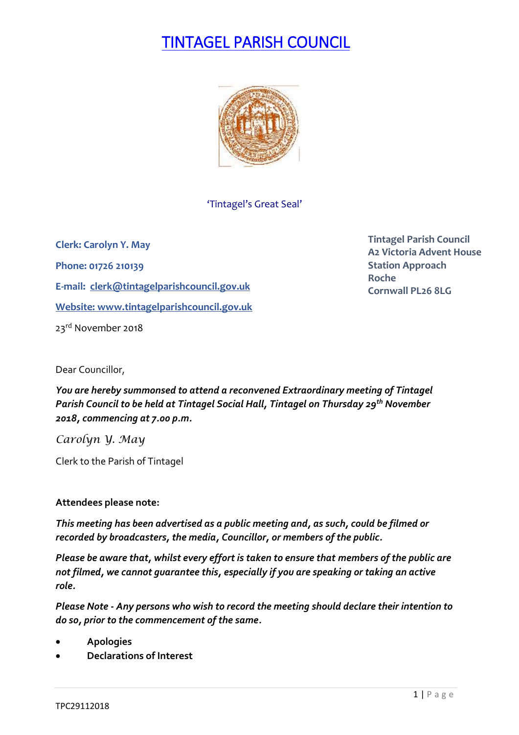# TINTAGEL PARISH COUNCIL

'Tintagel's Great Seal'

**Clerk: Carolyn Y. May**

**Phone: 01726 210139**

**E-mail: clerk@tintagelparishcouncil.gov.uk**

**Website: www.tintagelparishcouncil.gov.uk**

**Tintagel Parish Council**
**A2 Victoria Advent House**
**Station Approach**
**Roche**
**Cornwall PL26 8LG**

23rd November 2018

Dear Councillor,

***You are hereby summonsed to attend a reconvened Extraordinary meeting of Tintagel Parish Council to be held at Tintagel Social Hall, Tintagel on Thursday 29th November 2018, commencing at 7.00 p.m.***

*Carolyn Y. May*

Clerk to the Parish of Tintagel

**Attendees please note:**

***This meeting has been advertised as a public meeting and, as such, could be filmed or recorded by broadcasters, the media, Councillor, or members of the public.***

***Please be aware that, whilst every effort is taken to ensure that members of the public are not filmed, we cannot guarantee this, especially if you are speaking or taking an active role.***

***Please Note - Any persons who wish to record the meeting should declare their intention to do so, prior to the commencement of the same.***

- **Apologies**
- **Declarations of Interest**

TPC29112018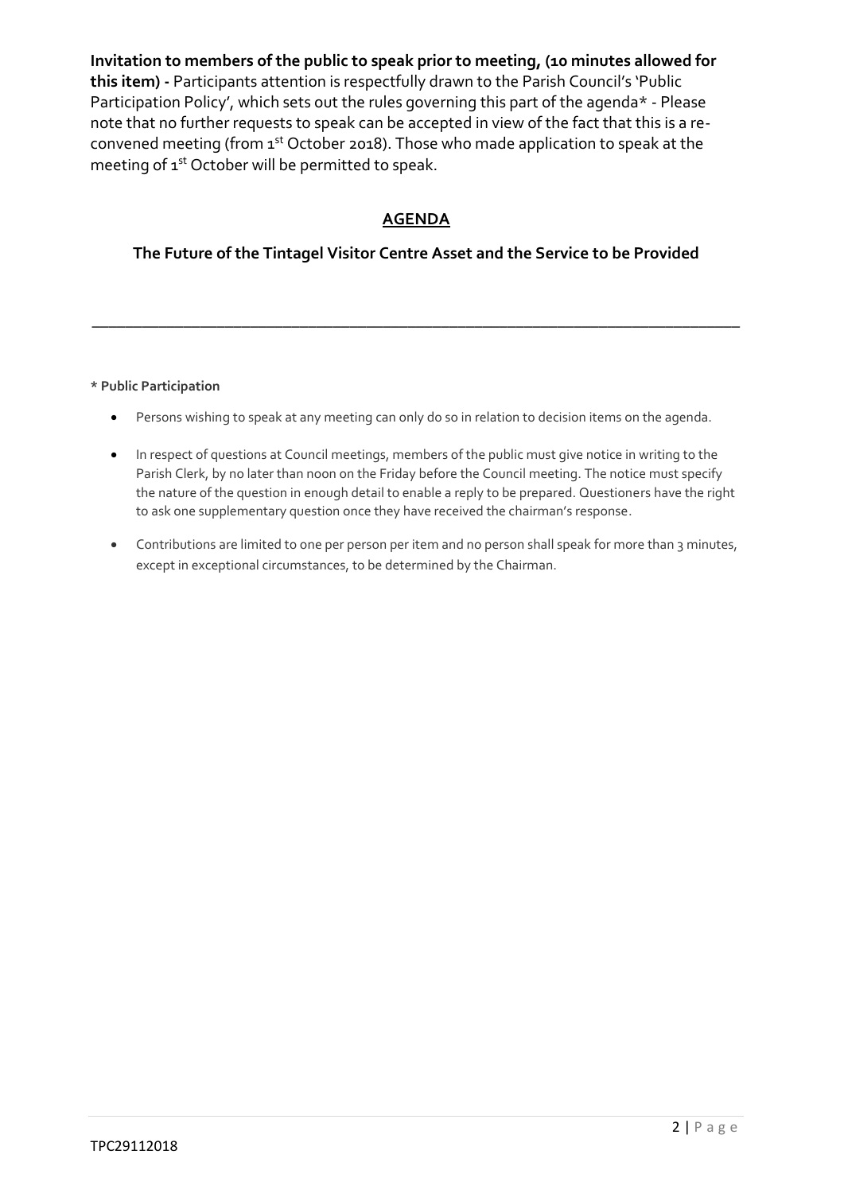**Invitation to members of the public to speak prior to meeting, (10 minutes allowed for this item) -** Participants attention is respectfully drawn to the Parish Council's 'Public Participation Policy', which sets out the rules governing this part of the agenda* - Please note that no further requests to speak can be accepted in view of the fact that this is a re-convened meeting (from 1st October 2018). Those who made application to speak at the meeting of 1st October will be permitted to speak.

## AGENDA

### The Future of the Tintagel Visitor Centre Asset and the Service to be Provided

---

**\* Public Participation**

- Persons wishing to speak at any meeting can only do so in relation to decision items on the agenda.
- In respect of questions at Council meetings, members of the public must give notice in writing to the Parish Clerk, by no later than noon on the Friday before the Council meeting. The notice must specify the nature of the question in enough detail to enable a reply to be prepared. Questioners have the right to ask one supplementary question once they have received the chairman's response.
- Contributions are limited to one per person per item and no person shall speak for more than 3 minutes, except in exceptional circumstances, to be determined by the Chairman.

TPC29112018